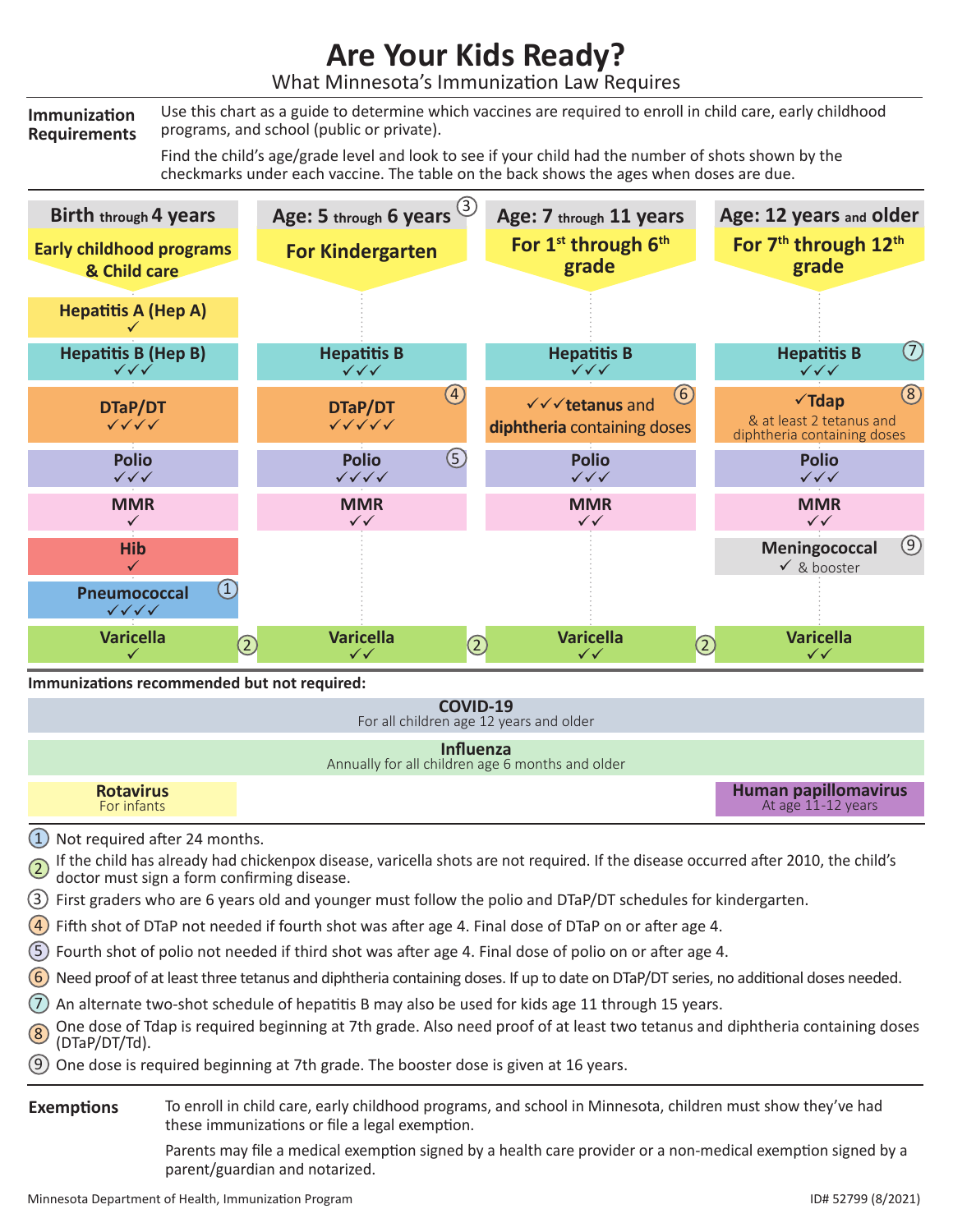# Are Your Kids Ready?

## What Minnesota's Immunization Law Requires

**Immunization Requirements**

Use this chart as a guide to determine which vaccines are required to enroll in child care, early childhood programs, and school (public or private).

Find the child's age/grade level and look to see if your child had the number of shots shown by the checkmarks under each vaccine. The table on the back shows the ages when doses are due.

| Birth through 4 years<br>Early childhood programs & Child care | Age: 5 through 6 years (3)<br>For Kindergarten | Age: 7 through 11 years<br>For 1st through 6th grade | Age: 12 years and older<br>For 7th through 12th grade |
|---|---|---|---|
| Hepatitis A (Hep A) ✓ | | | |
| Hepatitis B (Hep B) ✓✓✓ | Hepatitis B ✓✓✓ | Hepatitis B ✓✓✓ | Hepatitis B ✓✓✓ (7) |
| DTaP/DT ✓✓✓✓ | DTaP/DT ✓✓✓✓✓ (4) | ✓✓✓ tetanus and diphtheria containing doses (6) | ✓ Tdap & at least 2 tetanus and diphtheria containing doses (8) |
| Polio ✓✓✓ | Polio ✓✓✓✓ (5) | Polio ✓✓✓ | Polio ✓✓✓ |
| MMR ✓ | MMR ✓✓ | MMR ✓✓ | MMR ✓✓ |
| Hib ✓ | | | Meningococcal ✓ & booster (9) |
| Pneumococcal ✓✓✓✓ (1) | | | |
| Varicella ✓ (2) | Varicella ✓✓ (2) | Varicella ✓✓ (2) | Varicella ✓✓ |

**Immunizations recommended but not required:**

- **COVID-19** — For all children age 12 years and older
- **Influenza** — Annually for all children age 6 months and older
- **Rotavirus** — For infants
- **Human papillomavirus** — At age 11-12 years

1. Not required after 24 months.
2. If the child has already had chickenpox disease, varicella shots are not required. If the disease occurred after 2010, the child's doctor must sign a form confirming disease.
3. First graders who are 6 years old and younger must follow the polio and DTaP/DT schedules for kindergarten.
4. Fifth shot of DTaP not needed if fourth shot was after age 4. Final dose of DTaP on or after age 4.
5. Fourth shot of polio not needed if third shot was after age 4. Final dose of polio on or after age 4.
6. Need proof of at least three tetanus and diphtheria containing doses. If up to date on DTaP/DT series, no additional doses needed.
7. An alternate two-shot schedule of hepatitis B may also be used for kids age 11 through 15 years.
8. One dose of Tdap is required beginning at 7th grade. Also need proof of at least two tetanus and diphtheria containing doses (DTaP/DT/Td).
9. One dose is required beginning at 7th grade. The booster dose is given at 16 years.

**Exemptions**

To enroll in child care, early childhood programs, and school in Minnesota, children must show they've had these immunizations or file a legal exemption.

Parents may file a medical exemption signed by a health care provider or a non-medical exemption signed by a parent/guardian and notarized.

Minnesota Department of Health, Immunization Program — ID# 52799 (8/2021)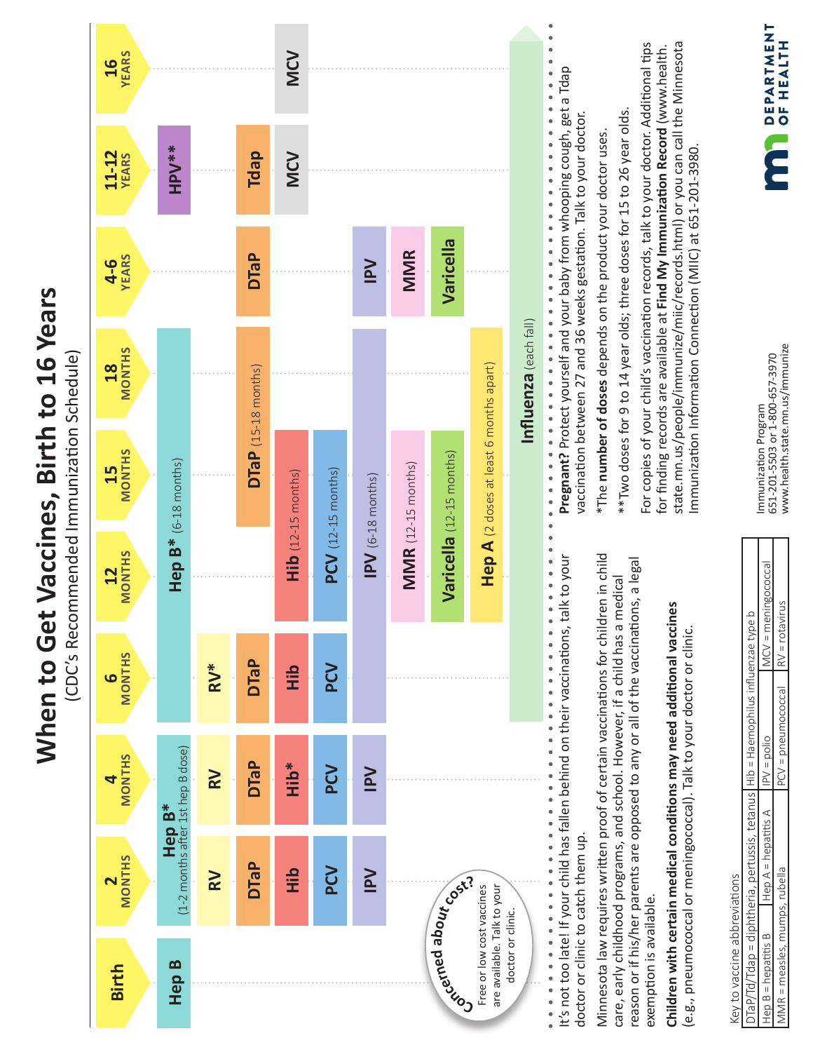# When to Get Vaccines, Birth to 16 Years

(CDC's Recommended Immunization Schedule)

| Birth | 2 MONTHS | 4 MONTHS | 6 MONTHS | 12 MONTHS | 15 MONTHS | 18 MONTHS | 4-6 YEARS | 11-12 YEARS | 16 YEARS |
|---|---|---|---|---|---|---|---|---|---|
| Hep B | Hep B* (1-2 months after 1st hep B dose) | | Hep B* (6-18 months) | | | | | HPV** | |
| | RV | RV | RV* | | | | | | |
| | DTaP | DTaP | DTaP | | DTaP (15-18 months) | | DTaP | Tdap | |
| | Hib | Hib* | Hib | Hib (12-15 months) | | | | MCV | MCV |
| | PCV | PCV | PCV | PCV (12-15 months) | | | | | |
| | IPV | IPV | IPV (6-18 months) | | | | IPV | | |
| | | | | MMR (12-15 months) | | | MMR | | |
| | | | | Varicella (12-15 months) | | | Varicella | | |
| | | | | Hep A (2 doses at least 6 months apart) | | | | | |
| | | | Influenza (each fall) | | | | | | |

**Concerned about cost?** Free or low cost vaccines are available. Talk to your doctor or clinic.

It's not too late! If your child has fallen behind on their vaccinations, talk to your doctor or clinic to catch them up.

Minnesota law requires written proof of certain vaccinations for children in child care, early childhood programs, and school. However, if a child has a medical reason or if his/her parents are opposed to any or all of the vaccinations, a legal exemption is available.

**Children with certain medical conditions may need additional vaccines** (e.g., pneumococcal or meningococcal). Talk to your doctor or clinic.

**Pregnant?** Protect yourself and your baby from whooping cough, get a Tdap vaccination between 27 and 36 weeks gestation. Talk to your doctor.

*The **number of doses** depends on the product your doctor uses.

**Two doses for 9 to 14 year olds; three doses for 15 to 26 year olds.

For copies of your child's vaccination records, talk to your doctor. Additional tips for finding records are available at **Find My Immunization Record** (www.health.state.mn.us/people/immunize/miic/records.html) or you can call the Minnesota Immunization Information Connection (MIIC) at 651-201-3980.

Key to vaccine abbreviations

| | | |
|---|---|---|
| DTaP/Td/Tdap = diphtheria, pertussis, tetanus | Hib = Haemophilus influenzae type b | |
| Hep B = hepatitis B | Hep A = hepatitis A | IPV = polio |
| MCV = meningococcal | MMR = measles, mumps, rubella | PCV = pneumococcal |
| RV = rotavirus | | |

Immunization Program
651-201-5503 or 1-800-657-3970
www.health.state.mn.us/immunize

DEPARTMENT OF HEALTH